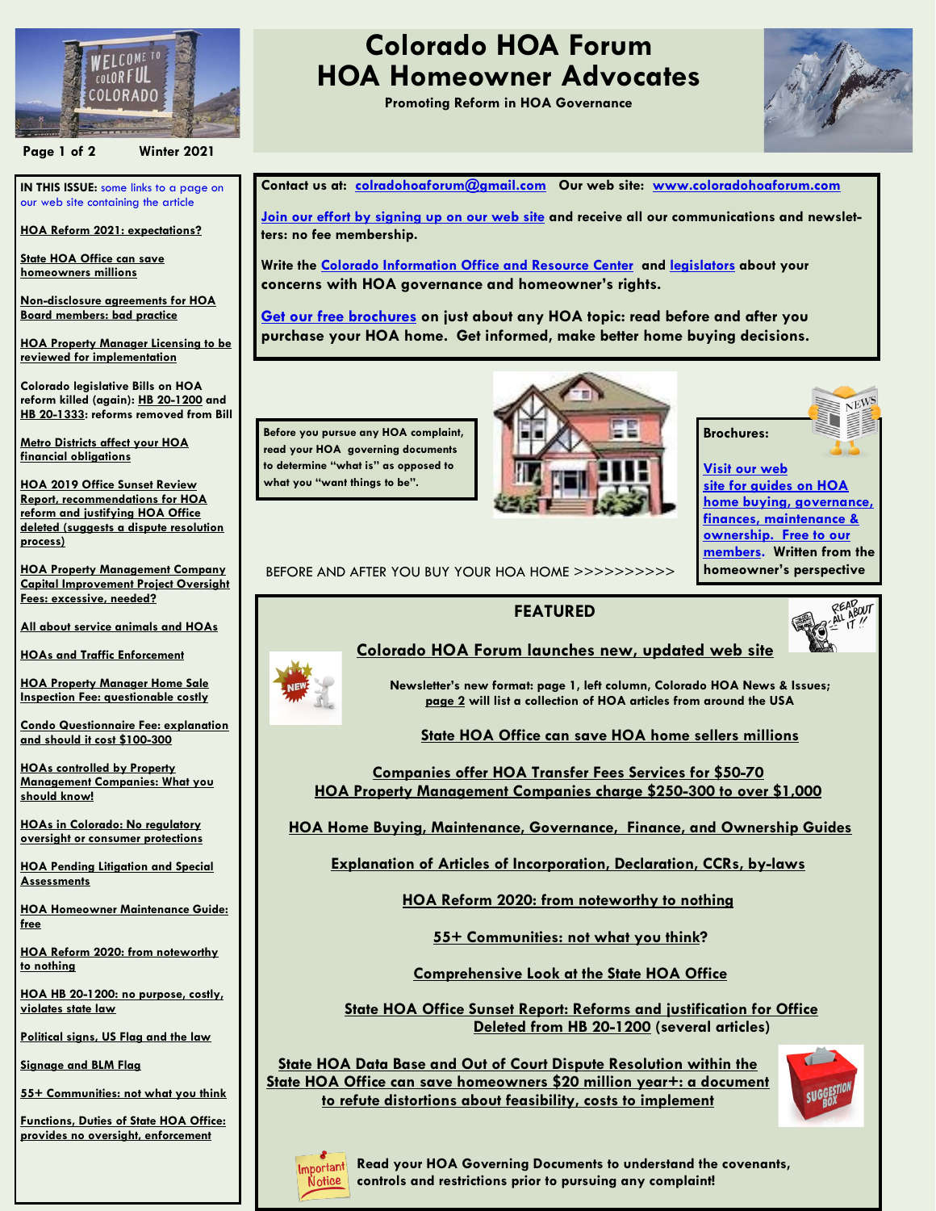# Colorado HOA Forum
# HOA Homeowner Advocates

**Promoting Reform in HOA Governance**

Winter 2021

**IN THIS ISSUE:** some links to a page on our web site containing the article

- HOA Reform 2021: expectations?
- State HOA Office can save homeowners millions
- Non-disclosure agreements for HOA Board members: bad practice
- HOA Property Manager Licensing to be reviewed for implementation
- Colorado legislative Bills on HOA reform killed (again): HB 20-1200 and HB 20-1333: reforms removed from Bill
- Metro Districts affect your HOA financial obligations
- HOA 2019 Office Sunset Review Report, recommendations for HOA reform and justifying HOA Office deleted (suggests a dispute resolution process)
- HOA Property Management Company Capital Improvement Project Oversight Fees: excessive, needed?
- All about service animals and HOAs
- HOAs and Traffic Enforcement
- HOA Property Manager Home Sale Inspection Fee: questionable costly
- Condo Questionnaire Fee: explanation and should it cost $100-300
- HOAs controlled by Property Management Companies: What you should know!
- HOAs in Colorado: No regulatory oversight or consumer protections
- HOA Pending Litigation and Special Assessments
- HOA Homeowner Maintenance Guide: free
- HOA Reform 2020: from noteworthy to nothing
- HOA HB 20-1200: no purpose, costly, violates state law
- Political signs, US Flag and the law
- Signage and BLM Flag
- 55+ Communities: not what you think
- Functions, Duties of State HOA Office: provides no oversight, enforcement

**Contact us at: coloradohoaforum@gmail.com  Our web site: www.coloradohoaforum.com**

**Join our effort by signing up on our web site and receive all our communications and newsletters: no fee membership.**

**Write the Colorado Information Office and Resource Center and legislators about your concerns with HOA governance and homeowner's rights.**

**Get our free brochures on just about any HOA topic: read before and after you purchase your HOA home. Get informed, make better home buying decisions.**

**Before you pursue any HOA complaint, read your HOA governing documents to determine "what is" as opposed to what you "want things to be".**

BEFORE AND AFTER YOU BUY YOUR HOA HOME >>>>>>>>>>

**Brochures:**

**Visit our web site for guides on HOA home buying, governance, finances, maintenance & ownership. Free to our members. Written from the homeowner's perspective**

## FEATURED

### Colorado HOA Forum launches new, updated web site

**Newsletter's new format: page 1, left column, Colorado HOA News & Issues; page 2 will list a collection of HOA articles from around the USA**

**State HOA Office can save HOA home sellers millions**

**Companies offer HOA Transfer Fees Services for $50-70**
**HOA Property Management Companies charge $250-300 to over $1,000**

**HOA Home Buying, Maintenance, Governance, Finance, and Ownership Guides**

**Explanation of Articles of Incorporation, Declaration, CCRs, by-laws**

**HOA Reform 2020: from noteworthy to nothing**

**55+ Communities: not what you think?**

**Comprehensive Look at the State HOA Office**

**State HOA Office Sunset Report: Reforms and justification for Office Deleted from HB 20-1200 (several articles)**

**State HOA Data Base and Out of Court Dispute Resolution within the State HOA Office can save homeowners $20 million year+: a document to refute distortions about feasibility, costs to implement**

**Read your HOA Governing Documents to understand the covenants, controls and restrictions prior to pursuing any complaint!**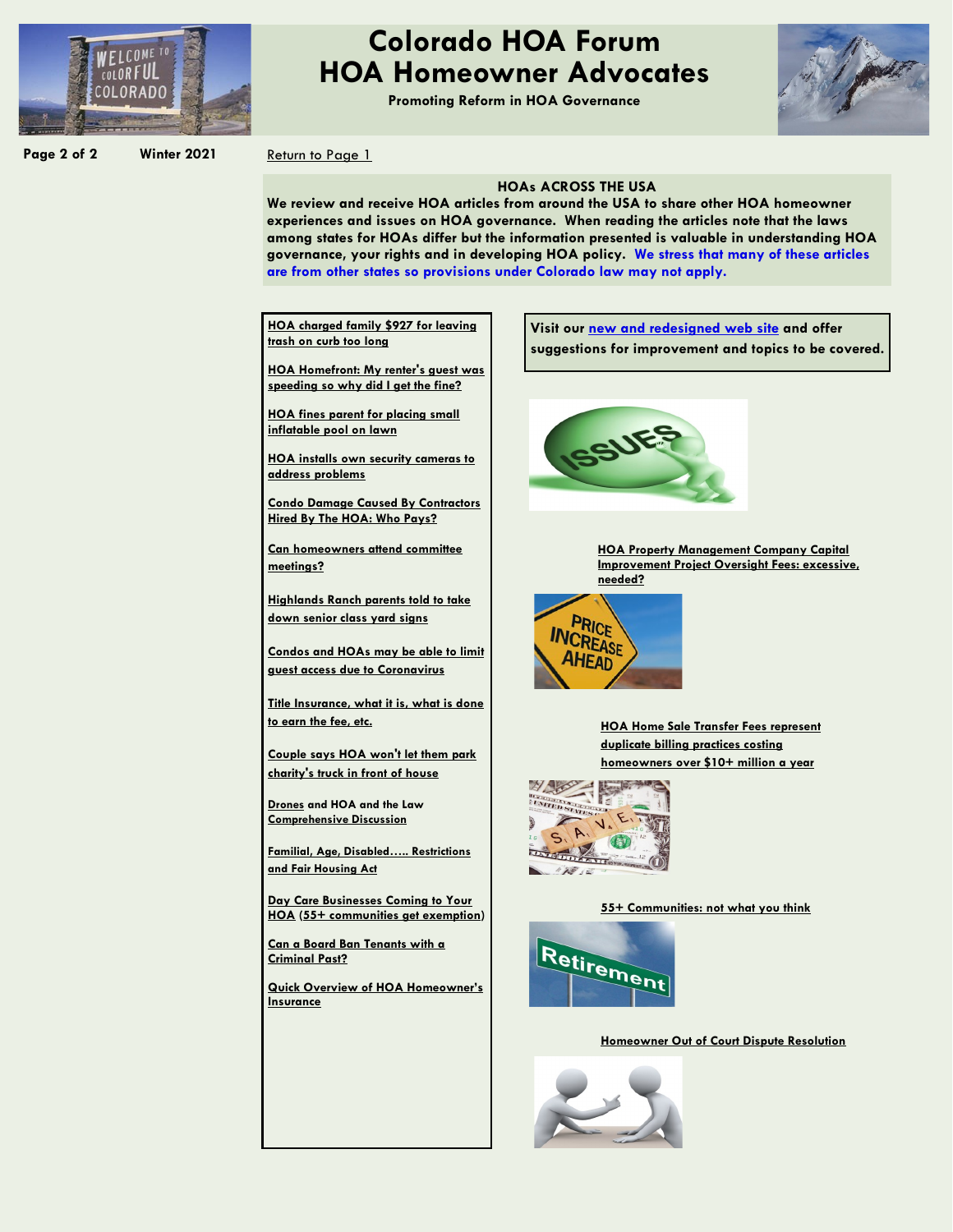# Colorado HOA Forum
# HOA Homeowner Advocates

**Promoting Reform in HOA Governance**

**Page 2 of 2** **Winter 2021** Return to Page 1

## HOAs ACROSS THE USA

**We review and receive HOA articles from around the USA to share other HOA homeowner experiences and issues on HOA governance. When reading the articles note that the laws among states for HOAs differ but the information presented is valuable in understanding HOA governance, your rights and in developing HOA policy. We stress that many of these articles are from other states so provisions under Colorado law may not apply.**

- **HOA charged family $927 for leaving trash on curb too long**
- **HOA Homefront: My renter's guest was speeding so why did I get the fine?**
- **HOA fines parent for placing small inflatable pool on lawn**
- **HOA installs own security cameras to address problems**
- **Condo Damage Caused By Contractors Hired By The HOA: Who Pays?**
- **Can homeowners attend committee meetings?**
- **Highlands Ranch parents told to take down senior class yard signs**
- **Condos and HOAs may be able to limit guest access due to Coronavirus**
- **Title Insurance, what it is, what is done to earn the fee, etc.**
- **Couple says HOA won't let them park charity's truck in front of house**
- **Drones and HOA and the Law Comprehensive Discussion**
- **Familial, Age, Disabled….. Restrictions and Fair Housing Act**
- **Day Care Businesses Coming to Your HOA (55+ communities get exemption)**
- **Can a Board Ban Tenants with a Criminal Past?**
- **Quick Overview of HOA Homeowner's Insurance**

**Visit our new and redesigned web site and offer suggestions for improvement and topics to be covered.**

**HOA Property Management Company Capital Improvement Project Oversight Fees: excessive, needed?**

**HOA Home Sale Transfer Fees represent duplicate billing practices costing homeowners over $10+ million a year**

**55+ Communities: not what you think**

**Homeowner Out of Court Dispute Resolution**